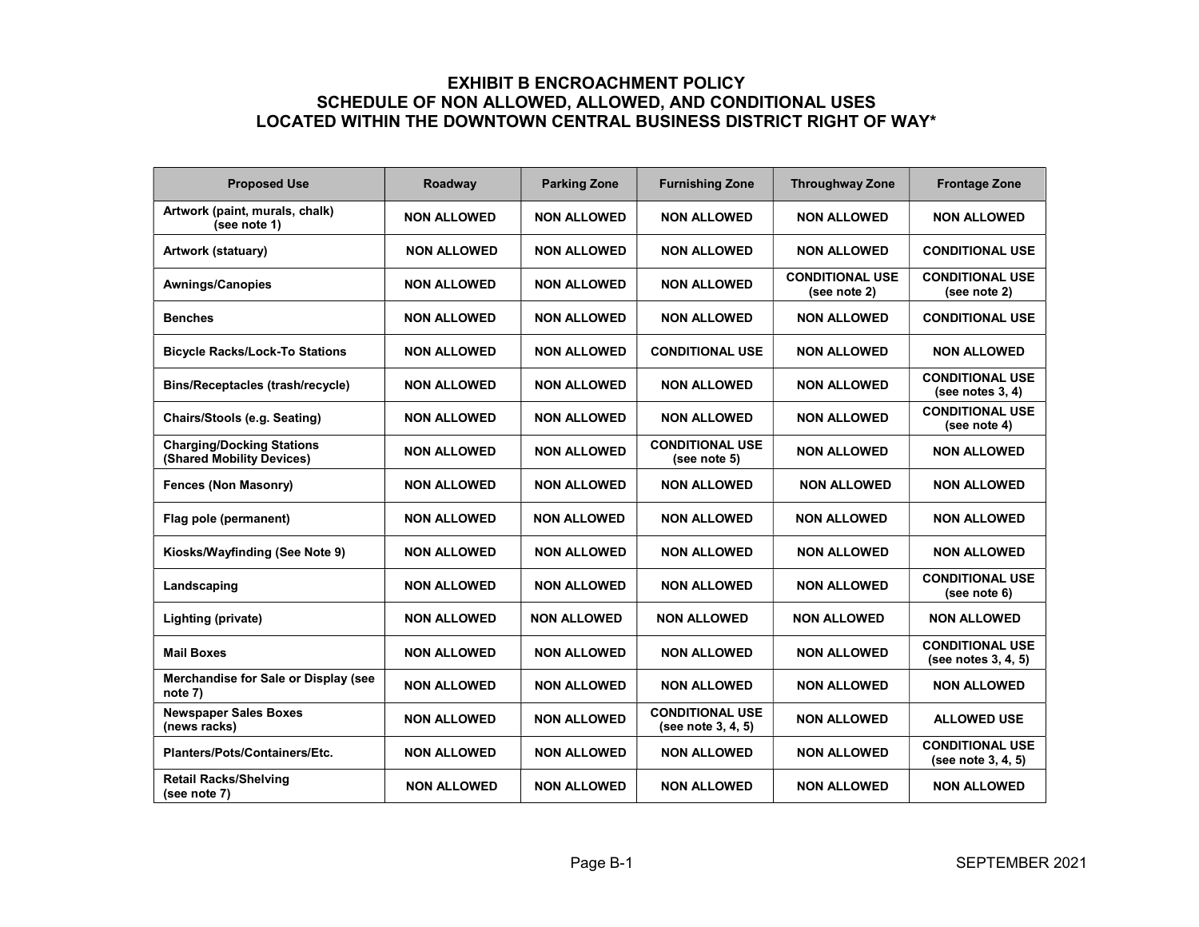# EXHIBIT B ENCROACHMENT POLICY
# SCHEDULE OF NON ALLOWED, ALLOWED, AND CONDITIONAL USES
# LOCATED WITHIN THE DOWNTOWN CENTRAL BUSINESS DISTRICT RIGHT OF WAY*

| Proposed Use | Roadway | Parking Zone | Furnishing Zone | Throughway Zone | Frontage Zone |
|---|---|---|---|---|---|
| **Artwork (paint, murals, chalk) (see note 1)** | **NON ALLOWED** | **NON ALLOWED** | **NON ALLOWED** | **NON ALLOWED** | **NON ALLOWED** |
| **Artwork (statuary)** | **NON ALLOWED** | **NON ALLOWED** | **NON ALLOWED** | **NON ALLOWED** | **CONDITIONAL USE** |
| **Awnings/Canopies** | **NON ALLOWED** | **NON ALLOWED** | **NON ALLOWED** | **CONDITIONAL USE (see note 2)** | **CONDITIONAL USE (see note 2)** |
| **Benches** | **NON ALLOWED** | **NON ALLOWED** | **NON ALLOWED** | **NON ALLOWED** | **CONDITIONAL USE** |
| **Bicycle Racks/Lock-To Stations** | **NON ALLOWED** | **NON ALLOWED** | **CONDITIONAL USE** | **NON ALLOWED** | **NON ALLOWED** |
| **Bins/Receptacles (trash/recycle)** | **NON ALLOWED** | **NON ALLOWED** | **NON ALLOWED** | **NON ALLOWED** | **CONDITIONAL USE (see notes 3, 4)** |
| **Chairs/Stools (e.g. Seating)** | **NON ALLOWED** | **NON ALLOWED** | **NON ALLOWED** | **NON ALLOWED** | **CONDITIONAL USE (see note 4)** |
| **Charging/Docking Stations (Shared Mobility Devices)** | **NON ALLOWED** | **NON ALLOWED** | **CONDITIONAL USE (see note 5)** | **NON ALLOWED** | **NON ALLOWED** |
| **Fences (Non Masonry)** | **NON ALLOWED** | **NON ALLOWED** | **NON ALLOWED** | **NON ALLOWED** | **NON ALLOWED** |
| **Flag pole (permanent)** | **NON ALLOWED** | **NON ALLOWED** | **NON ALLOWED** | **NON ALLOWED** | **NON ALLOWED** |
| **Kiosks/Wayfinding (See Note 9)** | **NON ALLOWED** | **NON ALLOWED** | **NON ALLOWED** | **NON ALLOWED** | **NON ALLOWED** |
| **Landscaping** | **NON ALLOWED** | **NON ALLOWED** | **NON ALLOWED** | **NON ALLOWED** | **CONDITIONAL USE (see note 6)** |
| **Lighting (private)** | **NON ALLOWED** | **NON ALLOWED** | **NON ALLOWED** | **NON ALLOWED** | **NON ALLOWED** |
| **Mail Boxes** | **NON ALLOWED** | **NON ALLOWED** | **NON ALLOWED** | **NON ALLOWED** | **CONDITIONAL USE (see notes 3, 4, 5)** |
| **Merchandise for Sale or Display (see note 7)** | **NON ALLOWED** | **NON ALLOWED** | **NON ALLOWED** | **NON ALLOWED** | **NON ALLOWED** |
| **Newspaper Sales Boxes (news racks)** | **NON ALLOWED** | **NON ALLOWED** | **CONDITIONAL USE (see note 3, 4, 5)** | **NON ALLOWED** | **ALLOWED USE** |
| **Planters/Pots/Containers/Etc.** | **NON ALLOWED** | **NON ALLOWED** | **NON ALLOWED** | **NON ALLOWED** | **CONDITIONAL USE (see note 3, 4, 5)** |
| **Retail Racks/Shelving (see note 7)** | **NON ALLOWED** | **NON ALLOWED** | **NON ALLOWED** | **NON ALLOWED** | **NON ALLOWED** |

SEPTEMBER 2021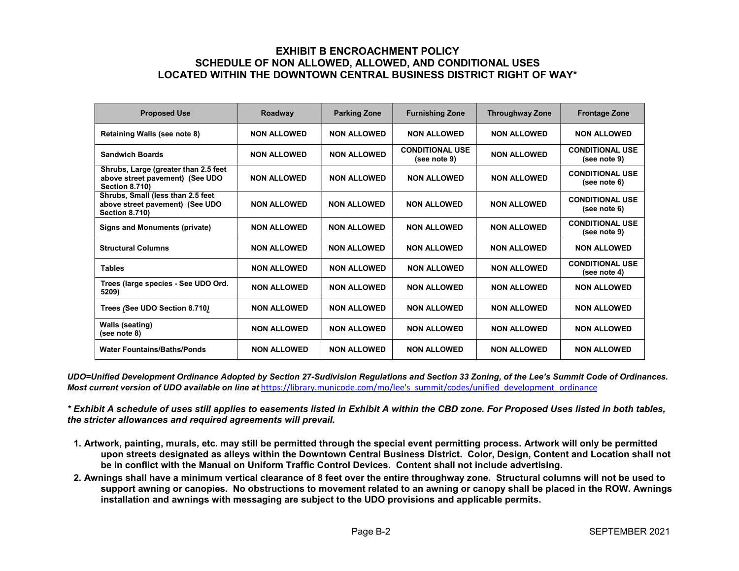## EXHIBIT B ENCROACHMENT POLICY
## SCHEDULE OF NON ALLOWED, ALLOWED, AND CONDITIONAL USES LOCATED WITHIN THE DOWNTOWN CENTRAL BUSINESS DISTRICT RIGHT OF WAY*

| Proposed Use | Roadway | Parking Zone | Furnishing Zone | Throughway Zone | Frontage Zone |
|---|---|---|---|---|---|
| Retaining Walls (see note 8) | NON ALLOWED | NON ALLOWED | NON ALLOWED | NON ALLOWED | NON ALLOWED |
| Sandwich Boards | NON ALLOWED | NON ALLOWED | CONDITIONAL USE (see note 9) | NON ALLOWED | CONDITIONAL USE (see note 9) |
| Shrubs, Large (greater than 2.5 feet above street pavement) (See UDO Section 8.710) | NON ALLOWED | NON ALLOWED | NON ALLOWED | NON ALLOWED | CONDITIONAL USE (see note 6) |
| Shrubs, Small (less than 2.5 feet above street pavement) (See UDO Section 8.710) | NON ALLOWED | NON ALLOWED | NON ALLOWED | NON ALLOWED | CONDITIONAL USE (see note 6) |
| Signs and Monuments (private) | NON ALLOWED | NON ALLOWED | NON ALLOWED | NON ALLOWED | CONDITIONAL USE (see note 9) |
| Structural Columns | NON ALLOWED | NON ALLOWED | NON ALLOWED | NON ALLOWED | NON ALLOWED |
| Tables | NON ALLOWED | NON ALLOWED | NON ALLOWED | NON ALLOWED | CONDITIONAL USE (see note 4) |
| Trees (large species - See UDO Ord. 5209) | NON ALLOWED | NON ALLOWED | NON ALLOWED | NON ALLOWED | NON ALLOWED |
| Trees (See UDO Section 8.710) | NON ALLOWED | NON ALLOWED | NON ALLOWED | NON ALLOWED | NON ALLOWED |
| Walls (seating) (see note 8) | NON ALLOWED | NON ALLOWED | NON ALLOWED | NON ALLOWED | NON ALLOWED |
| Water Fountains/Baths/Ponds | NON ALLOWED | NON ALLOWED | NON ALLOWED | NON ALLOWED | NON ALLOWED |

***UDO=Unified Development Ordinance Adopted by Section 27-Sudivision Regulations and Section 33 Zoning, of the Lee's Summit Code of Ordinances. Most current version of UDO available on line at*** https://library.municode.com/mo/lee's_summit/codes/unified_development_ordinance

***\* Exhibit A schedule of uses still applies to easements listed in Exhibit A within the CBD zone. For Proposed Uses listed in both tables, the stricter allowances and required agreements will prevail.***

1. **Artwork, painting, murals, etc. may still be permitted through the special event permitting process. Artwork will only be permitted upon streets designated as alleys within the Downtown Central Business District. Color, Design, Content and Location shall not be in conflict with the Manual on Uniform Traffic Control Devices. Content shall not include advertising.**
2. **Awnings shall have a minimum vertical clearance of 8 feet over the entire throughway zone. Structural columns will not be used to support awning or canopies. No obstructions to movement related to an awning or canopy shall be placed in the ROW. Awnings installation and awnings with messaging are subject to the UDO provisions and applicable permits.**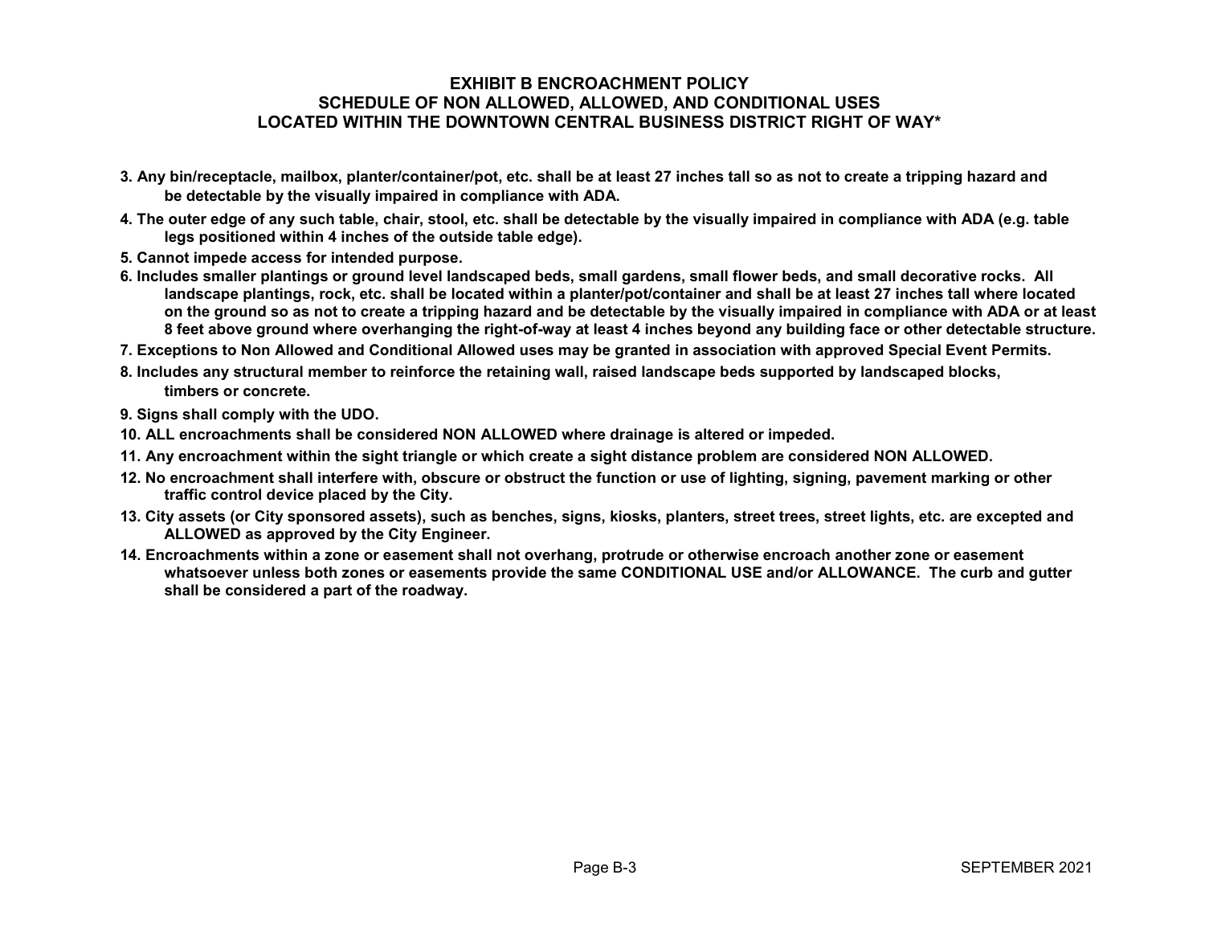**EXHIBIT B ENCROACHMENT POLICY**
**SCHEDULE OF NON ALLOWED, ALLOWED, AND CONDITIONAL USES**
**LOCATED WITHIN THE DOWNTOWN CENTRAL BUSINESS DISTRICT RIGHT OF WAY***

**3. Any bin/receptacle, mailbox, planter/container/pot, etc. shall be at least 27 inches tall so as not to create a tripping hazard and be detectable by the visually impaired in compliance with ADA.**

**4. The outer edge of any such table, chair, stool, etc. shall be detectable by the visually impaired in compliance with ADA (e.g. table legs positioned within 4 inches of the outside table edge).**

**5. Cannot impede access for intended purpose.**

**6. Includes smaller plantings or ground level landscaped beds, small gardens, small flower beds, and small decorative rocks. All landscape plantings, rock, etc. shall be located within a planter/pot/container and shall be at least 27 inches tall where located on the ground so as not to create a tripping hazard and be detectable by the visually impaired in compliance with ADA or at least 8 feet above ground where overhanging the right-of-way at least 4 inches beyond any building face or other detectable structure.**

**7. Exceptions to Non Allowed and Conditional Allowed uses may be granted in association with approved Special Event Permits.**

**8. Includes any structural member to reinforce the retaining wall, raised landscape beds supported by landscaped blocks, timbers or concrete.**

**9. Signs shall comply with the UDO.**

**10. ALL encroachments shall be considered NON ALLOWED where drainage is altered or impeded.**

**11. Any encroachment within the sight triangle or which create a sight distance problem are considered NON ALLOWED.**

**12. No encroachment shall interfere with, obscure or obstruct the function or use of lighting, signing, pavement marking or other traffic control device placed by the City.**

**13. City assets (or City sponsored assets), such as benches, signs, kiosks, planters, street trees, street lights, etc. are excepted and ALLOWED as approved by the City Engineer.**

**14. Encroachments within a zone or easement shall not overhang, protrude or otherwise encroach another zone or easement whatsoever unless both zones or easements provide the same CONDITIONAL USE and/or ALLOWANCE. The curb and gutter shall be considered a part of the roadway.**

SEPTEMBER 2021